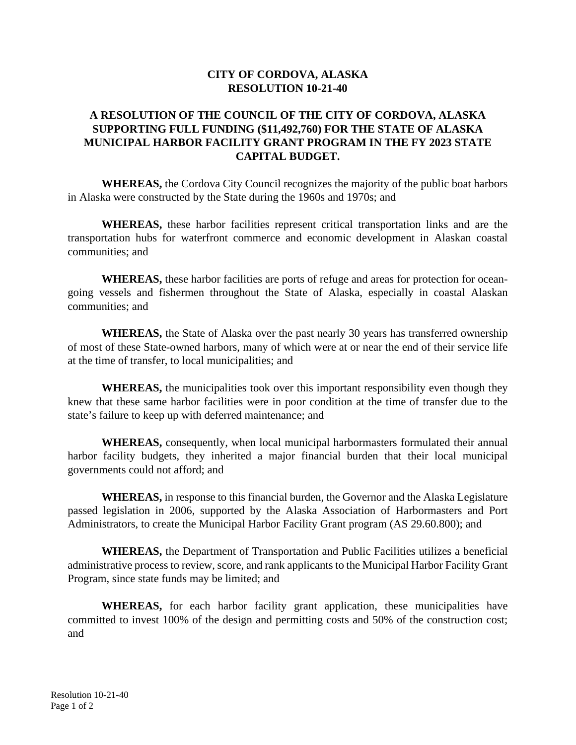**CITY OF CORDOVA, ALASKA**
**RESOLUTION 10-21-40**

**A RESOLUTION OF THE COUNCIL OF THE CITY OF CORDOVA, ALASKA SUPPORTING FULL FUNDING ($11,492,760) FOR THE STATE OF ALASKA MUNICIPAL HARBOR FACILITY GRANT PROGRAM IN THE FY 2023 STATE CAPITAL BUDGET.**

**WHEREAS,** the Cordova City Council recognizes the majority of the public boat harbors in Alaska were constructed by the State during the 1960s and 1970s; and

**WHEREAS,** these harbor facilities represent critical transportation links and are the transportation hubs for waterfront commerce and economic development in Alaskan coastal communities; and

**WHEREAS,** these harbor facilities are ports of refuge and areas for protection for ocean-going vessels and fishermen throughout the State of Alaska, especially in coastal Alaskan communities; and

**WHEREAS,** the State of Alaska over the past nearly 30 years has transferred ownership of most of these State-owned harbors, many of which were at or near the end of their service life at the time of transfer, to local municipalities; and

**WHEREAS,** the municipalities took over this important responsibility even though they knew that these same harbor facilities were in poor condition at the time of transfer due to the state's failure to keep up with deferred maintenance; and

**WHEREAS,** consequently, when local municipal harbormasters formulated their annual harbor facility budgets, they inherited a major financial burden that their local municipal governments could not afford; and

**WHEREAS,** in response to this financial burden, the Governor and the Alaska Legislature passed legislation in 2006, supported by the Alaska Association of Harbormasters and Port Administrators, to create the Municipal Harbor Facility Grant program (AS 29.60.800); and

**WHEREAS,** the Department of Transportation and Public Facilities utilizes a beneficial administrative process to review, score, and rank applicants to the Municipal Harbor Facility Grant Program, since state funds may be limited; and

**WHEREAS,** for each harbor facility grant application, these municipalities have committed to invest 100% of the design and permitting costs and 50% of the construction cost; and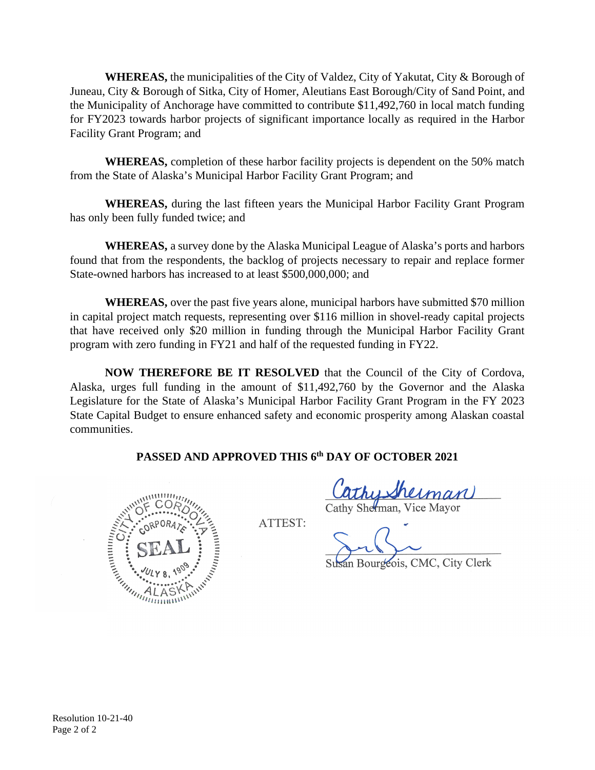**WHEREAS,** the municipalities of the City of Valdez, City of Yakutat, City & Borough of Juneau, City & Borough of Sitka, City of Homer, Aleutians East Borough/City of Sand Point, and the Municipality of Anchorage have committed to contribute $11,492,760 in local match funding for FY2023 towards harbor projects of significant importance locally as required in the Harbor Facility Grant Program; and

**WHEREAS,** completion of these harbor facility projects is dependent on the 50% match from the State of Alaska's Municipal Harbor Facility Grant Program; and

**WHEREAS,** during the last fifteen years the Municipal Harbor Facility Grant Program has only been fully funded twice; and

**WHEREAS,** a survey done by the Alaska Municipal League of Alaska's ports and harbors found that from the respondents, the backlog of projects necessary to repair and replace former State-owned harbors has increased to at least $500,000,000; and

**WHEREAS,** over the past five years alone, municipal harbors have submitted $70 million in capital project match requests, representing over $116 million in shovel-ready capital projects that have received only $20 million in funding through the Municipal Harbor Facility Grant program with zero funding in FY21 and half of the requested funding in FY22.

**NOW THEREFORE BE IT RESOLVED** that the Council of the City of Cordova, Alaska, urges full funding in the amount of $11,492,760 by the Governor and the Alaska Legislature for the State of Alaska's Municipal Harbor Facility Grant Program in the FY 2023 State Capital Budget to ensure enhanced safety and economic prosperity among Alaskan coastal communities.

**PASSED AND APPROVED THIS 6th DAY OF OCTOBER 2021**

CITY OF CORDOVA CORPORATE SEAL JULY 8, 1909 ALASKA

Cathy Sherman

Cathy Sherman, Vice Mayor

ATTEST:

Susan Bourgeois, CMC, City Clerk

Resolution 10-21-40